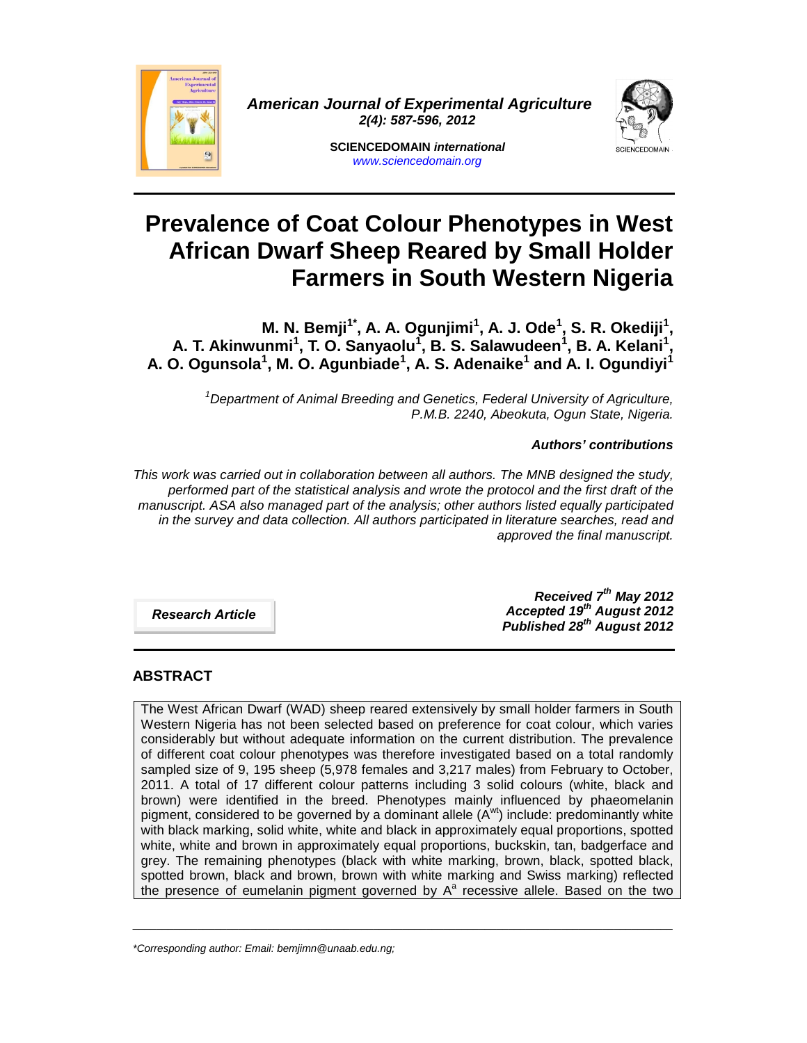American Journal of Experimental Agriculture
2(4): 587-596, 2012

SCIENCEDOMAIN *international*
www.sciencedomain.org

# Prevalence of Coat Colour Phenotypes in West African Dwarf Sheep Reared by Small Holder Farmers in South Western Nigeria

**M. N. Bemji[1*], A. A. Ogunjimi[1], A. J. Ode[1], S. R. Okediji[1], A. T. Akinwunmi[1], T. O. Sanyaolu[1], B. S. Salawudeen[1], B. A. Kelani[1], A. O. Ogunsola[1], M. O. Agunbiade[1], A. S. Adenaike[1] and A. I. Ogundiyi[1]**

[1]*Department of Animal Breeding and Genetics, Federal University of Agriculture, P.M.B. 2240, Abeokuta, Ogun State, Nigeria.*

***Authors' contributions***

*This work was carried out in collaboration between all authors. The MNB designed the study, performed part of the statistical analysis and wrote the protocol and the first draft of the manuscript. ASA also managed part of the analysis; other authors listed equally participated in the survey and data collection. All authors participated in literature searches, read and approved the final manuscript.*

***Research Article***

***Received 7th May 2012***
***Accepted 19th August 2012***
***Published 28th August 2012***

## ABSTRACT

The West African Dwarf (WAD) sheep reared extensively by small holder farmers in South Western Nigeria has not been selected based on preference for coat colour, which varies considerably but without adequate information on the current distribution. The prevalence of different coat colour phenotypes was therefore investigated based on a total randomly sampled size of 9, 195 sheep (5,978 females and 3,217 males) from February to October, 2011. A total of 17 different colour patterns including 3 solid colours (white, black and brown) were identified in the breed. Phenotypes mainly influenced by phaeomelanin pigment, considered to be governed by a dominant allele ($A^{wt}$) include: predominantly white with black marking, solid white, white and black in approximately equal proportions, spotted white, white and brown in approximately equal proportions, buckskin, tan, badgerface and grey. The remaining phenotypes (black with white marking, brown, black, spotted black, spotted brown, black and brown, brown with white marking and Swiss marking) reflected the presence of eumelanin pigment governed by $A^{a}$ recessive allele. Based on the two

---

*\*Corresponding author: Email: bemjimn@unaab.edu.ng;*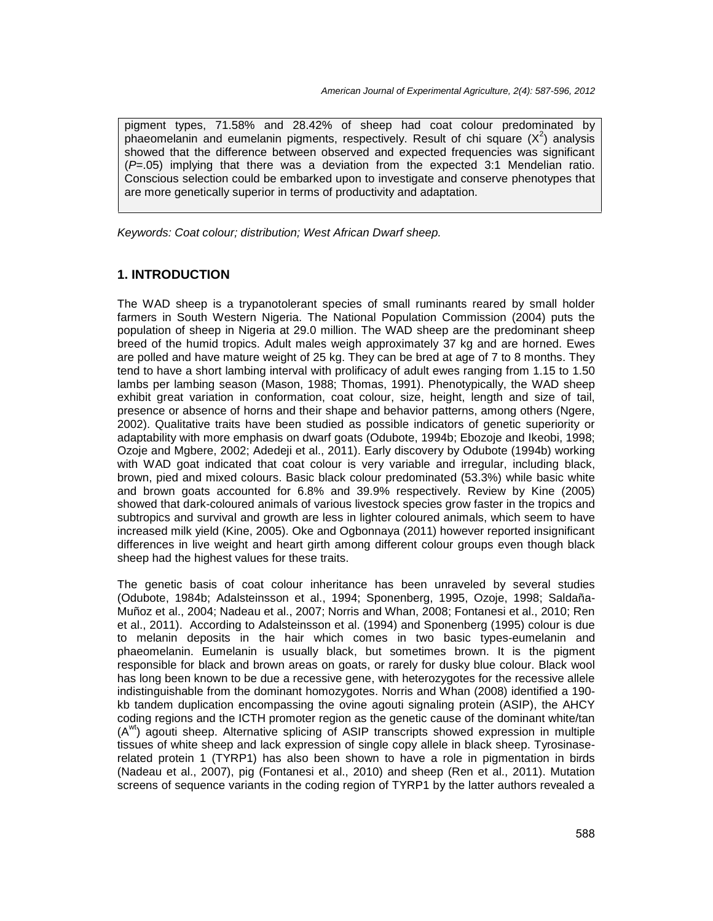pigment types, 71.58% and 28.42% of sheep had coat colour predominated by phaeomelanin and eumelanin pigments, respectively. Result of chi square ($X^2$) analysis showed that the difference between observed and expected frequencies was significant (*P*=.05) implying that there was a deviation from the expected 3:1 Mendelian ratio. Conscious selection could be embarked upon to investigate and conserve phenotypes that are more genetically superior in terms of productivity and adaptation.

*Keywords: Coat colour; distribution; West African Dwarf sheep.*

## 1. INTRODUCTION

The WAD sheep is a trypanotolerant species of small ruminants reared by small holder farmers in South Western Nigeria. The National Population Commission (2004) puts the population of sheep in Nigeria at 29.0 million. The WAD sheep are the predominant sheep breed of the humid tropics. Adult males weigh approximately 37 kg and are horned. Ewes are polled and have mature weight of 25 kg. They can be bred at age of 7 to 8 months. They tend to have a short lambing interval with prolificacy of adult ewes ranging from 1.15 to 1.50 lambs per lambing season (Mason, 1988; Thomas, 1991). Phenotypically, the WAD sheep exhibit great variation in conformation, coat colour, size, height, length and size of tail, presence or absence of horns and their shape and behavior patterns, among others (Ngere, 2002). Qualitative traits have been studied as possible indicators of genetic superiority or adaptability with more emphasis on dwarf goats (Odubote, 1994b; Ebozoje and Ikeobi, 1998; Ozoje and Mgbere, 2002; Adedeji et al., 2011). Early discovery by Odubote (1994b) working with WAD goat indicated that coat colour is very variable and irregular, including black, brown, pied and mixed colours. Basic black colour predominated (53.3%) while basic white and brown goats accounted for 6.8% and 39.9% respectively. Review by Kine (2005) showed that dark-coloured animals of various livestock species grow faster in the tropics and subtropics and survival and growth are less in lighter coloured animals, which seem to have increased milk yield (Kine, 2005). Oke and Ogbonnaya (2011) however reported insignificant differences in live weight and heart girth among different colour groups even though black sheep had the highest values for these traits.

The genetic basis of coat colour inheritance has been unraveled by several studies (Odubote, 1984b; Adalsteinsson et al., 1994; Sponenberg, 1995, Ozoje, 1998; Saldaña-Muñoz et al., 2004; Nadeau et al., 2007; Norris and Whan, 2008; Fontanesi et al., 2010; Ren et al., 2011). According to Adalsteinsson et al. (1994) and Sponenberg (1995) colour is due to melanin deposits in the hair which comes in two basic types-eumelanin and phaeomelanin. Eumelanin is usually black, but sometimes brown. It is the pigment responsible for black and brown areas on goats, or rarely for dusky blue colour. Black wool has long been known to be due a recessive gene, with heterozygotes for the recessive allele indistinguishable from the dominant homozygotes. Norris and Whan (2008) identified a 190-kb tandem duplication encompassing the ovine agouti signaling protein (ASIP), the AHCY coding regions and the ICTH promoter region as the genetic cause of the dominant white/tan ($A^{wt}$) agouti sheep. Alternative splicing of ASIP transcripts showed expression in multiple tissues of white sheep and lack expression of single copy allele in black sheep. Tyrosinase-related protein 1 (TYRP1) has also been shown to have a role in pigmentation in birds (Nadeau et al., 2007), pig (Fontanesi et al., 2010) and sheep (Ren et al., 2011). Mutation screens of sequence variants in the coding region of TYRP1 by the latter authors revealed a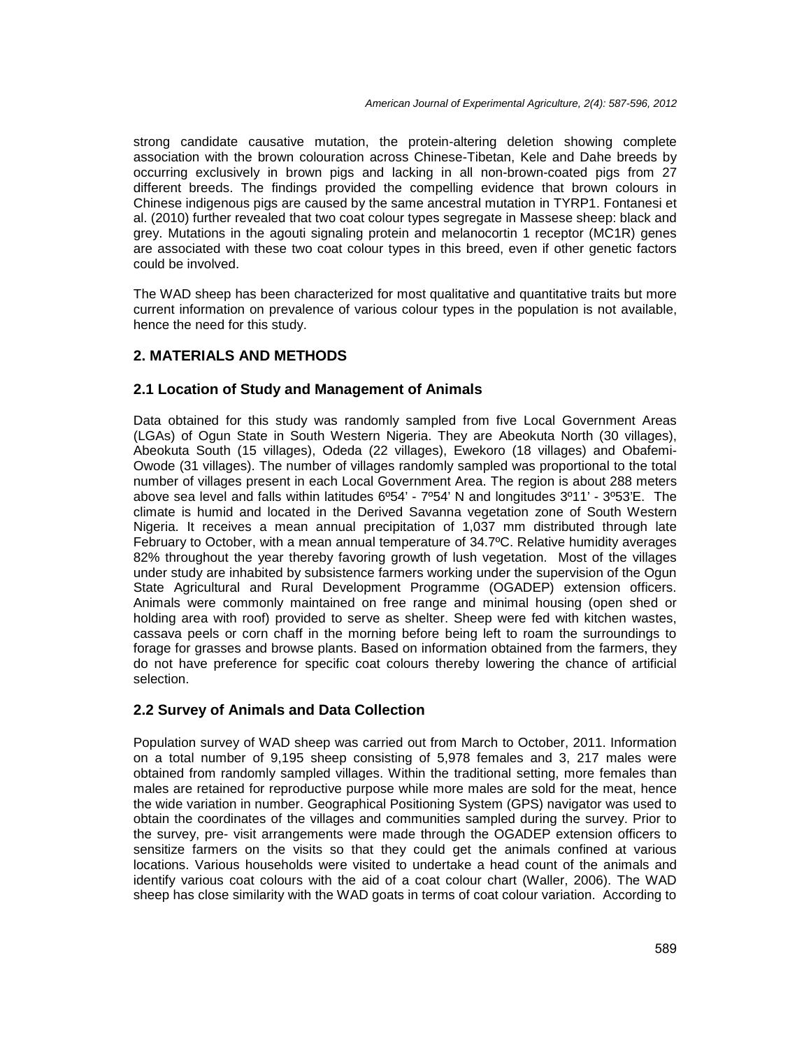strong candidate causative mutation, the protein-altering deletion showing complete association with the brown colouration across Chinese-Tibetan, Kele and Dahe breeds by occurring exclusively in brown pigs and lacking in all non-brown-coated pigs from 27 different breeds. The findings provided the compelling evidence that brown colours in Chinese indigenous pigs are caused by the same ancestral mutation in TYRP1. Fontanesi et al. (2010) further revealed that two coat colour types segregate in Massese sheep: black and grey. Mutations in the agouti signaling protein and melanocortin 1 receptor (MC1R) genes are associated with these two coat colour types in this breed, even if other genetic factors could be involved.

The WAD sheep has been characterized for most qualitative and quantitative traits but more current information on prevalence of various colour types in the population is not available, hence the need for this study.

## 2. MATERIALS AND METHODS

### 2.1 Location of Study and Management of Animals

Data obtained for this study was randomly sampled from five Local Government Areas (LGAs) of Ogun State in South Western Nigeria. They are Abeokuta North (30 villages), Abeokuta South (15 villages), Odeda (22 villages), Ewekoro (18 villages) and Obafemi-Owode (31 villages). The number of villages randomly sampled was proportional to the total number of villages present in each Local Government Area. The region is about 288 meters above sea level and falls within latitudes 6º54' - 7º54' N and longitudes 3º11' - 3º53'E. The climate is humid and located in the Derived Savanna vegetation zone of South Western Nigeria. It receives a mean annual precipitation of 1,037 mm distributed through late February to October, with a mean annual temperature of 34.7ºC. Relative humidity averages 82% throughout the year thereby favoring growth of lush vegetation. Most of the villages under study are inhabited by subsistence farmers working under the supervision of the Ogun State Agricultural and Rural Development Programme (OGADEP) extension officers. Animals were commonly maintained on free range and minimal housing (open shed or holding area with roof) provided to serve as shelter. Sheep were fed with kitchen wastes, cassava peels or corn chaff in the morning before being left to roam the surroundings to forage for grasses and browse plants. Based on information obtained from the farmers, they do not have preference for specific coat colours thereby lowering the chance of artificial selection.

### 2.2 Survey of Animals and Data Collection

Population survey of WAD sheep was carried out from March to October, 2011. Information on a total number of 9,195 sheep consisting of 5,978 females and 3, 217 males were obtained from randomly sampled villages. Within the traditional setting, more females than males are retained for reproductive purpose while more males are sold for the meat, hence the wide variation in number. Geographical Positioning System (GPS) navigator was used to obtain the coordinates of the villages and communities sampled during the survey. Prior to the survey, pre- visit arrangements were made through the OGADEP extension officers to sensitize farmers on the visits so that they could get the animals confined at various locations. Various households were visited to undertake a head count of the animals and identify various coat colours with the aid of a coat colour chart (Waller, 2006). The WAD sheep has close similarity with the WAD goats in terms of coat colour variation. According to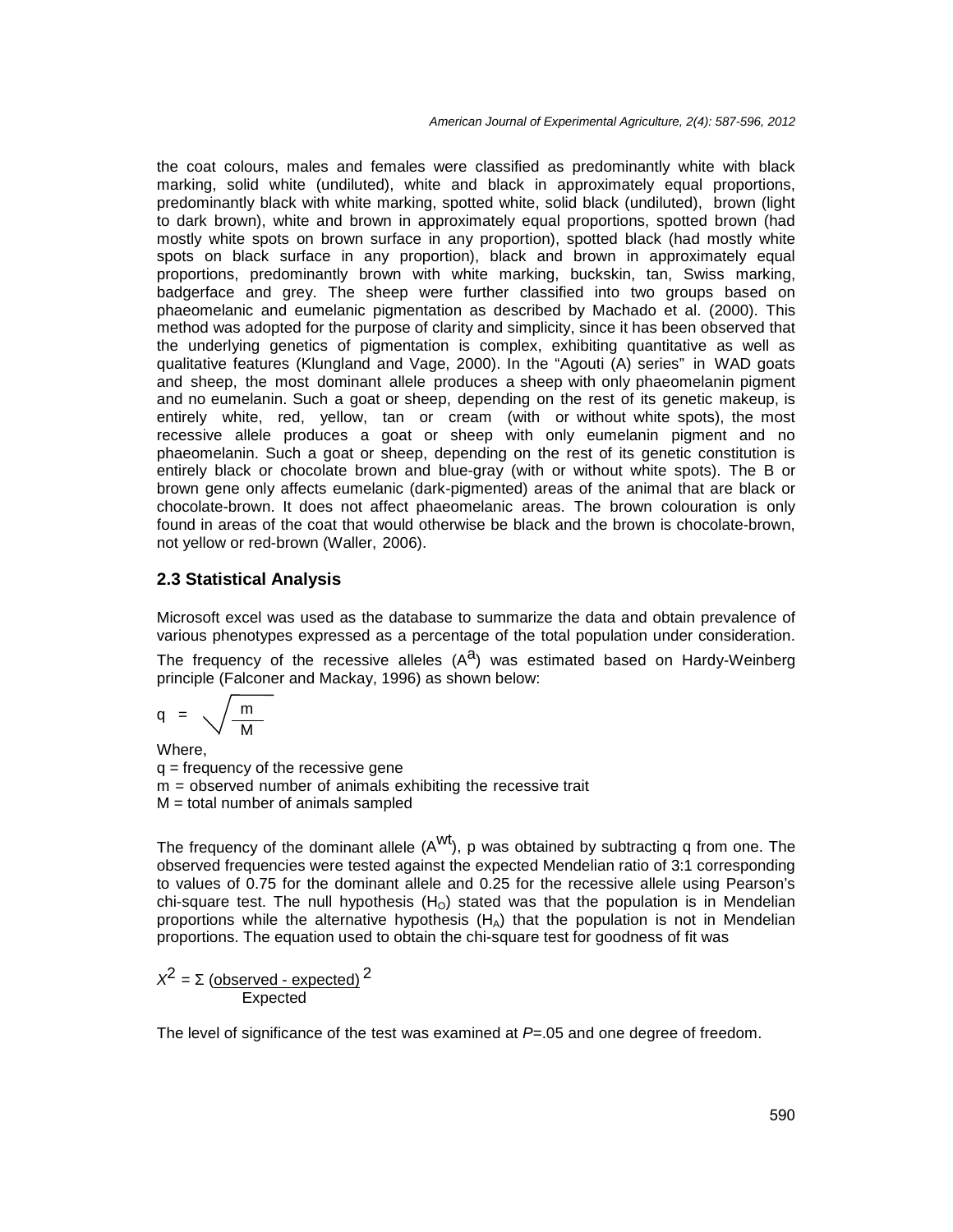the coat colours, males and females were classified as predominantly white with black marking, solid white (undiluted), white and black in approximately equal proportions, predominantly black with white marking, spotted white, solid black (undiluted), brown (light to dark brown), white and brown in approximately equal proportions, spotted brown (had mostly white spots on brown surface in any proportion), spotted black (had mostly white spots on black surface in any proportion), black and brown in approximately equal proportions, predominantly brown with white marking, buckskin, tan, Swiss marking, badgerface and grey. The sheep were further classified into two groups based on phaeomelanic and eumelanic pigmentation as described by Machado et al. (2000). This method was adopted for the purpose of clarity and simplicity, since it has been observed that the underlying genetics of pigmentation is complex, exhibiting quantitative as well as qualitative features (Klungland and Vage, 2000). In the “Agouti (A) series” in WAD goats and sheep, the most dominant allele produces a sheep with only phaeomelanin pigment and no eumelanin. Such a goat or sheep, depending on the rest of its genetic makeup, is entirely white, red, yellow, tan or cream (with or without white spots), the most recessive allele produces a goat or sheep with only eumelanin pigment and no phaeomelanin. Such a goat or sheep, depending on the rest of its genetic constitution is entirely black or chocolate brown and blue-gray (with or without white spots). The B or brown gene only affects eumelanic (dark-pigmented) areas of the animal that are black or chocolate-brown. It does not affect phaeomelanic areas. The brown colouration is only found in areas of the coat that would otherwise be black and the brown is chocolate-brown, not yellow or red-brown (Waller, 2006).

## 2.3 Statistical Analysis

Microsoft excel was used as the database to summarize the data and obtain prevalence of various phenotypes expressed as a percentage of the total population under consideration. The frequency of the recessive alleles ($A^{a}$) was estimated based on Hardy-Weinberg principle (Falconer and Mackay, 1996) as shown below:

$$q = \sqrt{\frac{m}{M}}$$

Where,

q = frequency of the recessive gene

m = observed number of animals exhibiting the recessive trait

M = total number of animals sampled

The frequency of the dominant allele ($A^{wt}$), p was obtained by subtracting q from one. The observed frequencies were tested against the expected Mendelian ratio of 3:1 corresponding to values of 0.75 for the dominant allele and 0.25 for the recessive allele using Pearson's chi-square test. The null hypothesis ($H_O$) stated was that the population is in Mendelian proportions while the alternative hypothesis ($H_A$) that the population is not in Mendelian proportions. The equation used to obtain the chi-square test for goodness of fit was

$$X^2 = \Sigma \frac{(\text{observed - expected})^2}{\text{Expected}}$$

The level of significance of the test was examined at $P$=.05 and one degree of freedom.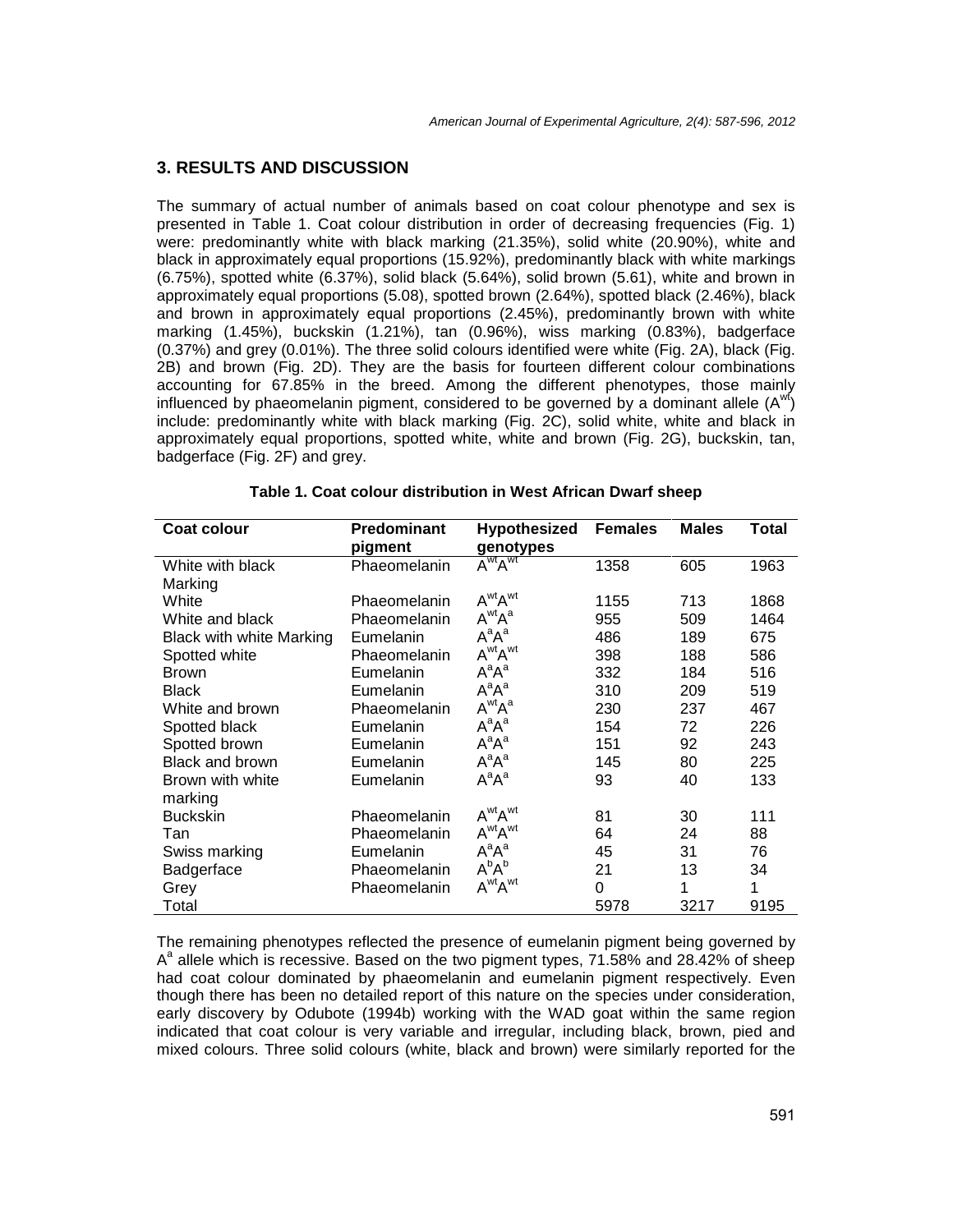## 3. RESULTS AND DISCUSSION

The summary of actual number of animals based on coat colour phenotype and sex is presented in Table 1. Coat colour distribution in order of decreasing frequencies (Fig. 1) were: predominantly white with black marking (21.35%), solid white (20.90%), white and black in approximately equal proportions (15.92%), predominantly black with white markings (6.75%), spotted white (6.37%), solid black (5.64%), solid brown (5.61%), white and brown in approximately equal proportions (5.08), spotted brown (2.64%), spotted black (2.46%), black and brown in approximately equal proportions (2.45%), predominantly brown with white marking (1.45%), buckskin (1.21%), tan (0.96%), wiss marking (0.83%), badgerface (0.37%) and grey (0.01%). The three solid colours identified were white (Fig. 2A), black (Fig. 2B) and brown (Fig. 2D). They are the basis for fourteen different colour combinations accounting for 67.85% in the breed. Among the different phenotypes, those mainly influenced by phaeomelanin pigment, considered to be governed by a dominant allele ($A^{wt}$) include: predominantly white with black marking (Fig. 2C), solid white, white and black in approximately equal proportions, spotted white, white and brown (Fig. 2G), buckskin, tan, badgerface (Fig. 2F) and grey.

**Table 1. Coat colour distribution in West African Dwarf sheep**

| Coat colour | Predominant pigment | Hypothesized genotypes | Females | Males | Total |
|---|---|---|---|---|---|
| White with black Marking | Phaeomelanin | $A^{wt}A^{wt}$ | 1358 | 605 | 1963 |
| White | Phaeomelanin | $A^{wt}A^{wt}$ | 1155 | 713 | 1868 |
| White and black | Phaeomelanin | $A^{wt}A^{a}$ | 955 | 509 | 1464 |
| Black with white Marking | Eumelanin | $A^{a}A^{a}$ | 486 | 189 | 675 |
| Spotted white | Phaeomelanin | $A^{wt}A^{wt}$ | 398 | 188 | 586 |
| Brown | Eumelanin | $A^{a}A^{a}$ | 332 | 184 | 516 |
| Black | Eumelanin | $A^{a}A^{a}$ | 310 | 209 | 519 |
| White and brown | Phaeomelanin | $A^{wt}A^{a}$ | 230 | 237 | 467 |
| Spotted black | Eumelanin | $A^{a}A^{a}$ | 154 | 72 | 226 |
| Spotted brown | Eumelanin | $A^{a}A^{a}$ | 151 | 92 | 243 |
| Black and brown | Eumelanin | $A^{a}A^{a}$ | 145 | 80 | 225 |
| Brown with white marking | Eumelanin | $A^{a}A^{a}$ | 93 | 40 | 133 |
| Buckskin | Phaeomelanin | $A^{wt}A^{wt}$ | 81 | 30 | 111 |
| Tan | Phaeomelanin | $A^{wt}A^{wt}$ | 64 | 24 | 88 |
| Swiss marking | Eumelanin | $A^{a}A^{a}$ | 45 | 31 | 76 |
| Badgerface | Phaeomelanin | $A^{b}A^{b}$ | 21 | 13 | 34 |
| Grey | Phaeomelanin | $A^{wt}A^{wt}$ | 0 | 1 | 1 |
| Total | | | 5978 | 3217 | 9195 |

The remaining phenotypes reflected the presence of eumelanin pigment being governed by $A^{a}$ allele which is recessive. Based on the two pigment types, 71.58% and 28.42% of sheep had coat colour dominated by phaeomelanin and eumelanin pigment respectively. Even though there has been no detailed report of this nature on the species under consideration, early discovery by Odubote (1994b) working with the WAD goat within the same region indicated that coat colour is very variable and irregular, including black, brown, pied and mixed colours. Three solid colours (white, black and brown) were similarly reported for the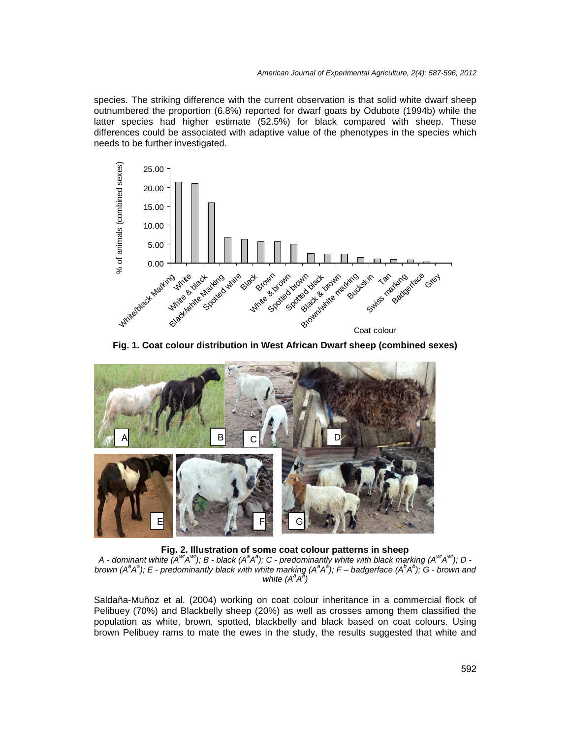species. The striking difference with the current observation is that solid white dwarf sheep outnumbered the proportion (6.8%) reported for dwarf goats by Odubote (1994b) while the latter species had higher estimate (52.5%) for black compared with sheep. These differences could be associated with adaptive value of the phenotypes in the species which needs to be further investigated.

**Fig. 1. Coat colour distribution in West African Dwarf sheep (combined sexes)**

**Fig. 2. Illustration of some coat colour patterns in sheep**

*A - dominant white ($A^{wt}A^{wt}$); B - black ($A^aA^a$); C - predominantly white with black marking ($A^{wt}A^{wt}$); D - brown ($A^aA^a$); E - predominantly black with white marking ($A^aA^a$); F – badgerface ($A^bA^b$); G - brown and white ($A^aA^a$)*

Saldaña-Muñoz et al. (2004) working on coat colour inheritance in a commercial flock of Pelibuey (70%) and Blackbelly sheep (20%) as well as crosses among them classified the population as white, brown, spotted, blackbelly and black based on coat colours. Using brown Pelibuey rams to mate the ewes in the study, the results suggested that white and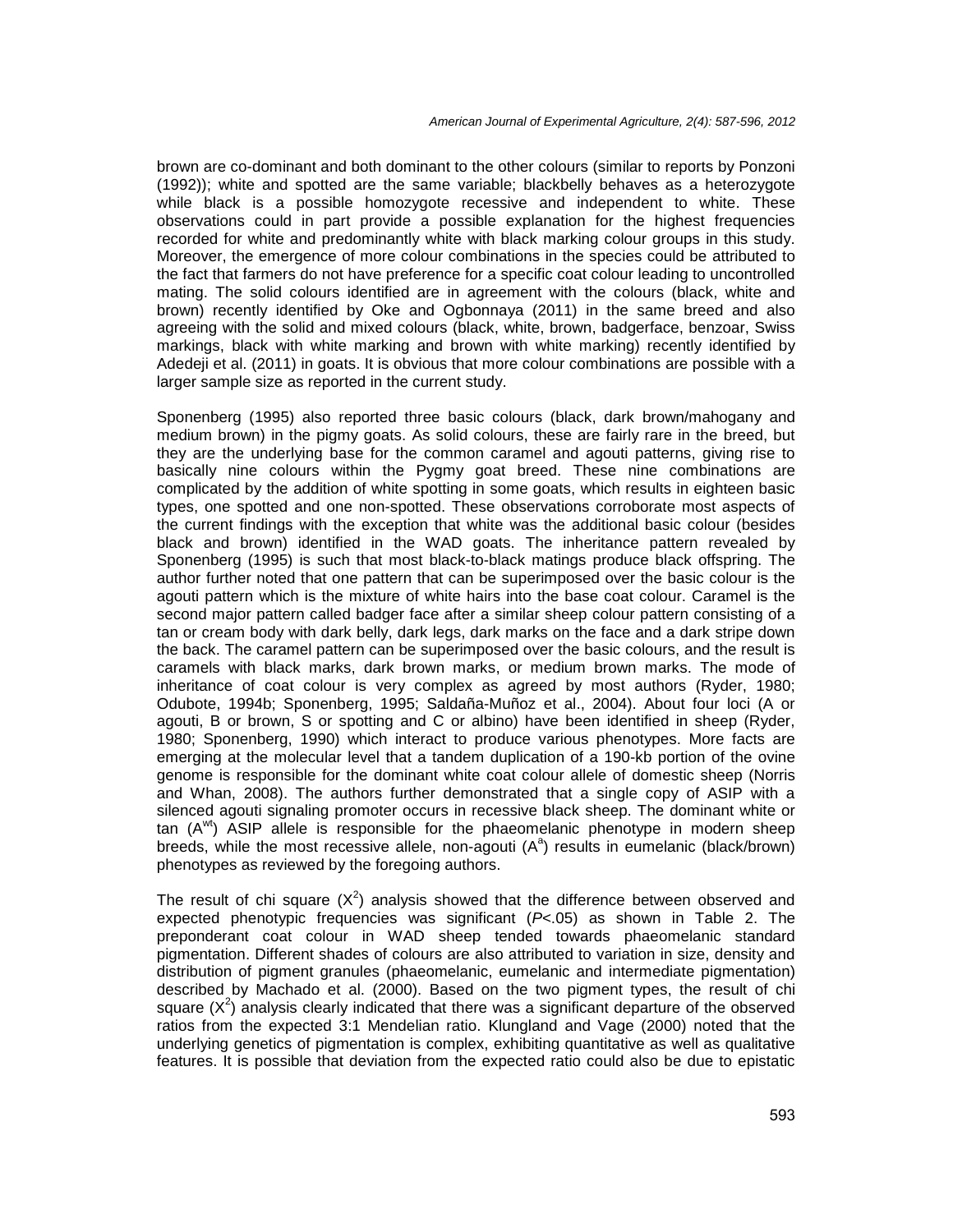brown are co-dominant and both dominant to the other colours (similar to reports by Ponzoni (1992)); white and spotted are the same variable; blackbelly behaves as a heterozygote while black is a possible homozygote recessive and independent to white. These observations could in part provide a possible explanation for the highest frequencies recorded for white and predominantly white with black marking colour groups in this study. Moreover, the emergence of more colour combinations in the species could be attributed to the fact that farmers do not have preference for a specific coat colour leading to uncontrolled mating. The solid colours identified are in agreement with the colours (black, white and brown) recently identified by Oke and Ogbonnaya (2011) in the same breed and also agreeing with the solid and mixed colours (black, white, brown, badgerface, benzoar, Swiss markings, black with white marking and brown with white marking) recently identified by Adedeji et al. (2011) in goats. It is obvious that more colour combinations are possible with a larger sample size as reported in the current study.

Sponenberg (1995) also reported three basic colours (black, dark brown/mahogany and medium brown) in the pigmy goats. As solid colours, these are fairly rare in the breed, but they are the underlying base for the common caramel and agouti patterns, giving rise to basically nine colours within the Pygmy goat breed. These nine combinations are complicated by the addition of white spotting in some goats, which results in eighteen basic types, one spotted and one non-spotted. These observations corroborate most aspects of the current findings with the exception that white was the additional basic colour (besides black and brown) identified in the WAD goats. The inheritance pattern revealed by Sponenberg (1995) is such that most black-to-black matings produce black offspring. The author further noted that one pattern that can be superimposed over the basic colour is the agouti pattern which is the mixture of white hairs into the base coat colour. Caramel is the second major pattern called badger face after a similar sheep colour pattern consisting of a tan or cream body with dark belly, dark legs, dark marks on the face and a dark stripe down the back. The caramel pattern can be superimposed over the basic colours, and the result is caramels with black marks, dark brown marks, or medium brown marks. The mode of inheritance of coat colour is very complex as agreed by most authors (Ryder, 1980; Odubote, 1994b; Sponenberg, 1995; Saldaña-Muñoz et al., 2004). About four loci (A or agouti, B or brown, S or spotting and C or albino) have been identified in sheep (Ryder, 1980; Sponenberg, 1990) which interact to produce various phenotypes. More facts are emerging at the molecular level that a tandem duplication of a 190-kb portion of the ovine genome is responsible for the dominant white coat colour allele of domestic sheep (Norris and Whan, 2008). The authors further demonstrated that a single copy of ASIP with a silenced agouti signaling promoter occurs in recessive black sheep. The dominant white or tan ($A^{wt}$) ASIP allele is responsible for the phaeomelanic phenotype in modern sheep breeds, while the most recessive allele, non-agouti ($A^{a}$) results in eumelanic (black/brown) phenotypes as reviewed by the foregoing authors.

The result of chi square ($X^2$) analysis showed that the difference between observed and expected phenotypic frequencies was significant ($P<.05$) as shown in Table 2. The preponderant coat colour in WAD sheep tended towards phaeomelanic standard pigmentation. Different shades of colours are also attributed to variation in size, density and distribution of pigment granules (phaeomelanic, eumelanic and intermediate pigmentation) described by Machado et al. (2000). Based on the two pigment types, the result of chi square ($X^2$) analysis clearly indicated that there was a significant departure of the observed ratios from the expected 3:1 Mendelian ratio. Klungland and Vage (2000) noted that the underlying genetics of pigmentation is complex, exhibiting quantitative as well as qualitative features. It is possible that deviation from the expected ratio could also be due to epistatic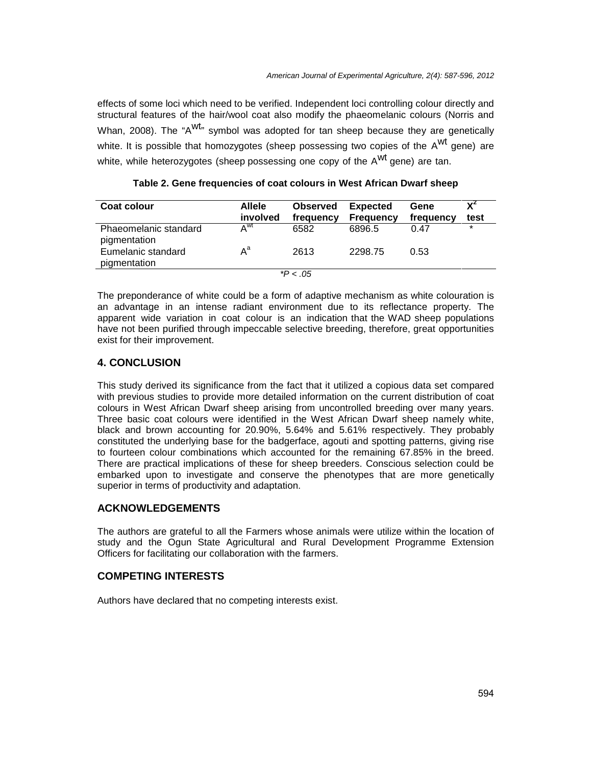effects of some loci which need to be verified. Independent loci controlling colour directly and structural features of the hair/wool coat also modify the phaeomelanic colours (Norris and Whan, 2008). The "$A^{wt}$" symbol was adopted for tan sheep because they are genetically white. It is possible that homozygotes (sheep possessing two copies of the $A^{wt}$ gene) are white, while heterozygotes (sheep possessing one copy of the $A^{wt}$ gene) are tan.

**Table 2. Gene frequencies of coat colours in West African Dwarf sheep**

| Coat colour | Allele involved | Observed frequency | Expected Frequency | Gene frequency | $X^2$ test |
|---|---|---|---|---|---|
| Phaeomelanic standard pigmentation | $A^{wt}$ | 6582 | 6896.5 | 0.47 | * |
| Eumelanic standard pigmentation | $A^{a}$ | 2613 | 2298.75 | 0.53 | |

*$*P < .05$*

The preponderance of white could be a form of adaptive mechanism as white colouration is an advantage in an intense radiant environment due to its reflectance property. The apparent wide variation in coat colour is an indication that the WAD sheep populations have not been purified through impeccable selective breeding, therefore, great opportunities exist for their improvement.

## 4. CONCLUSION

This study derived its significance from the fact that it utilized a copious data set compared with previous studies to provide more detailed information on the current distribution of coat colours in West African Dwarf sheep arising from uncontrolled breeding over many years. Three basic coat colours were identified in the West African Dwarf sheep namely white, black and brown accounting for 20.90%, 5.64% and 5.61% respectively. They probably constituted the underlying base for the badgerface, agouti and spotting patterns, giving rise to fourteen colour combinations which accounted for the remaining 67.85% in the breed. There are practical implications of these for sheep breeders. Conscious selection could be embarked upon to investigate and conserve the phenotypes that are more genetically superior in terms of productivity and adaptation.

## ACKNOWLEDGEMENTS

The authors are grateful to all the Farmers whose animals were utilize within the location of study and the Ogun State Agricultural and Rural Development Programme Extension Officers for facilitating our collaboration with the farmers.

## COMPETING INTERESTS

Authors have declared that no competing interests exist.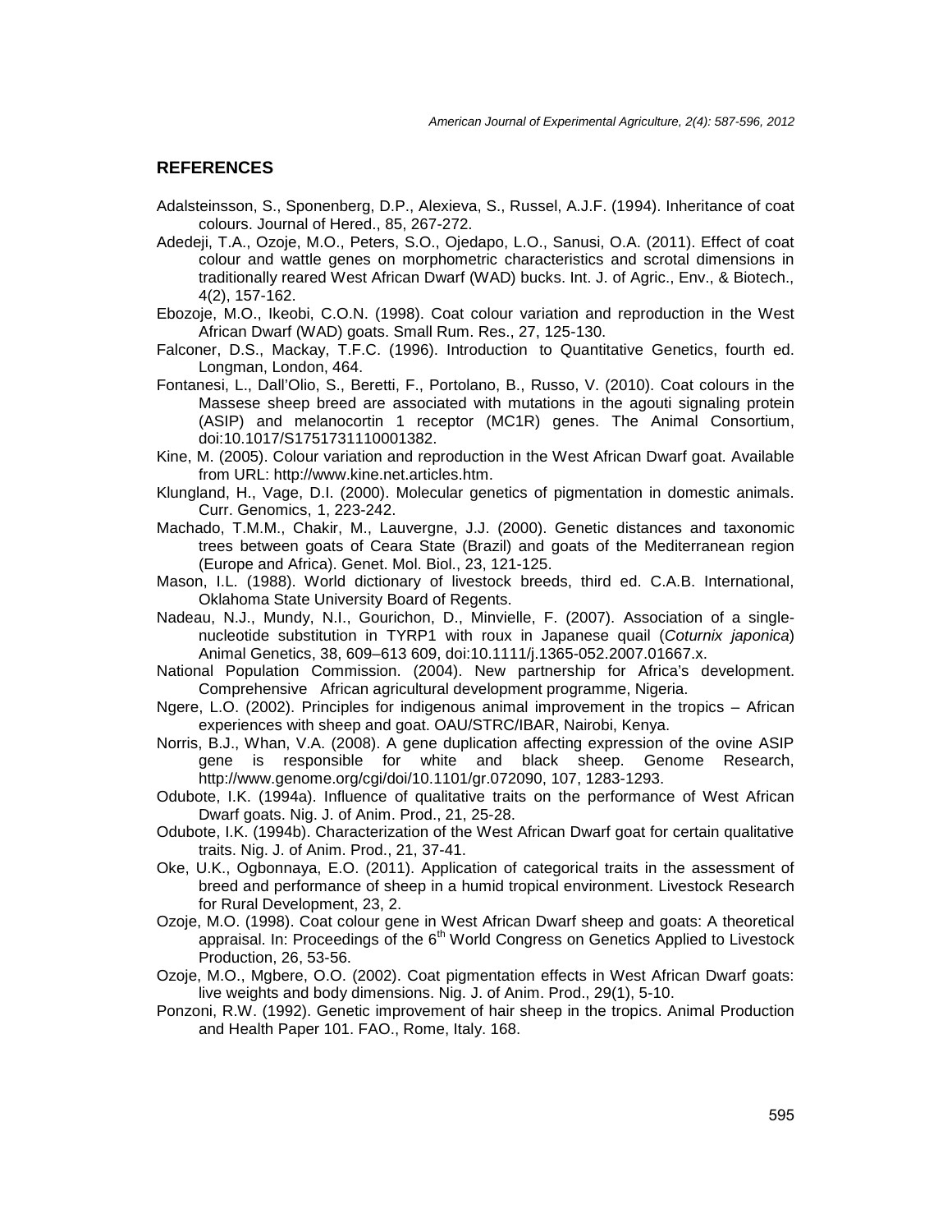## REFERENCES

Adalsteinsson, S., Sponenberg, D.P., Alexieva, S., Russel, A.J.F. (1994). Inheritance of coat colours. Journal of Hered., 85, 267-272.

Adedeji, T.A., Ozoje, M.O., Peters, S.O., Ojedapo, L.O., Sanusi, O.A. (2011). Effect of coat colour and wattle genes on morphometric characteristics and scrotal dimensions in traditionally reared West African Dwarf (WAD) bucks. Int. J. of Agric., Env., & Biotech., 4(2), 157-162.

Ebozoje, M.O., Ikeobi, C.O.N. (1998). Coat colour variation and reproduction in the West African Dwarf (WAD) goats. Small Rum. Res., 27, 125-130.

Falconer, D.S., Mackay, T.F.C. (1996). Introduction to Quantitative Genetics, fourth ed. Longman, London, 464.

Fontanesi, L., Dall'Olio, S., Beretti, F., Portolano, B., Russo, V. (2010). Coat colours in the Massese sheep breed are associated with mutations in the agouti signaling protein (ASIP) and melanocortin 1 receptor (MC1R) genes. The Animal Consortium, doi:10.1017/S1751731110001382.

Kine, M. (2005). Colour variation and reproduction in the West African Dwarf goat. Available from URL: http://www.kine.net.articles.htm.

Klungland, H., Vage, D.I. (2000). Molecular genetics of pigmentation in domestic animals. Curr. Genomics, 1, 223-242.

Machado, T.M.M., Chakir, M., Lauvergne, J.J. (2000). Genetic distances and taxonomic trees between goats of Ceara State (Brazil) and goats of the Mediterranean region (Europe and Africa). Genet. Mol. Biol., 23, 121-125.

Mason, I.L. (1988). World dictionary of livestock breeds, third ed. C.A.B. International, Oklahoma State University Board of Regents.

Nadeau, N.J., Mundy, N.I., Gourichon, D., Minvielle, F. (2007). Association of a single-nucleotide substitution in TYRP1 with roux in Japanese quail (*Coturnix japonica*) Animal Genetics, 38, 609–613 609, doi:10.1111/j.1365-052.2007.01667.x.

National Population Commission. (2004). New partnership for Africa's development. Comprehensive African agricultural development programme, Nigeria.

Ngere, L.O. (2002). Principles for indigenous animal improvement in the tropics – African experiences with sheep and goat. OAU/STRC/IBAR, Nairobi, Kenya.

Norris, B.J., Whan, V.A. (2008). A gene duplication affecting expression of the ovine ASIP gene is responsible for white and black sheep. Genome Research, http://www.genome.org/cgi/doi/10.1101/gr.072090, 107, 1283-1293.

Odubote, I.K. (1994a). Influence of qualitative traits on the performance of West African Dwarf goats. Nig. J. of Anim. Prod., 21, 25-28.

Odubote, I.K. (1994b). Characterization of the West African Dwarf goat for certain qualitative traits. Nig. J. of Anim. Prod., 21, 37-41.

Oke, U.K., Ogbonnaya, E.O. (2011). Application of categorical traits in the assessment of breed and performance of sheep in a humid tropical environment. Livestock Research for Rural Development, 23, 2.

Ozoje, M.O. (1998). Coat colour gene in West African Dwarf sheep and goats: A theoretical appraisal. In: Proceedings of the 6th World Congress on Genetics Applied to Livestock Production, 26, 53-56.

Ozoje, M.O., Mgbere, O.O. (2002). Coat pigmentation effects in West African Dwarf goats: live weights and body dimensions. Nig. J. of Anim. Prod., 29(1), 5-10.

Ponzoni, R.W. (1992). Genetic improvement of hair sheep in the tropics. Animal Production and Health Paper 101. FAO., Rome, Italy. 168.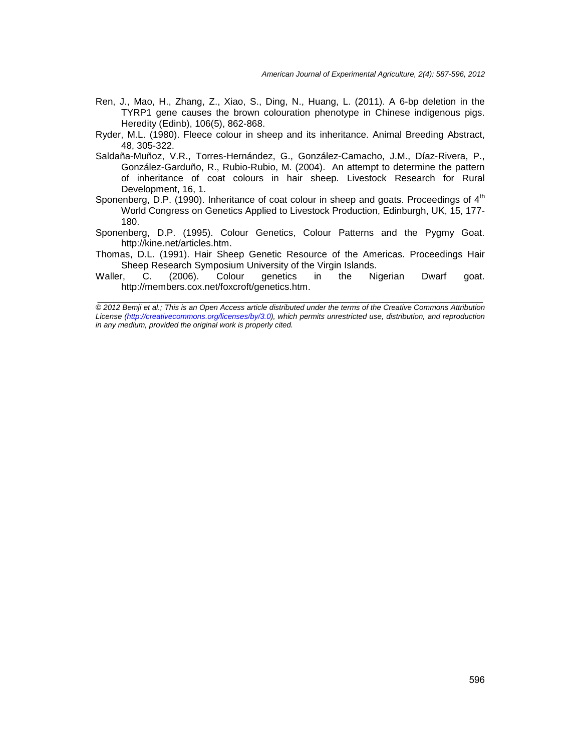Ren, J., Mao, H., Zhang, Z., Xiao, S., Ding, N., Huang, L. (2011). A 6-bp deletion in the TYRP1 gene causes the brown colouration phenotype in Chinese indigenous pigs. Heredity (Edinb), 106(5), 862-868.

Ryder, M.L. (1980). Fleece colour in sheep and its inheritance. Animal Breeding Abstract, 48, 305-322.

Saldaña-Muñoz, V.R., Torres-Hernández, G., González-Camacho, J.M., Díaz-Rivera, P., González-Garduño, R., Rubio-Rubio, M. (2004). An attempt to determine the pattern of inheritance of coat colours in hair sheep. Livestock Research for Rural Development, 16, 1.

Sponenberg, D.P. (1990). Inheritance of coat colour in sheep and goats. Proceedings of 4th World Congress on Genetics Applied to Livestock Production, Edinburgh, UK, 15, 177-180.

Sponenberg, D.P. (1995). Colour Genetics, Colour Patterns and the Pygmy Goat. http://kine.net/articles.htm.

Thomas, D.L. (1991). Hair Sheep Genetic Resource of the Americas. Proceedings Hair Sheep Research Symposium University of the Virgin Islands.

Waller, C. (2006). Colour genetics in the Nigerian Dwarf goat. http://members.cox.net/foxcroft/genetics.htm.

---

*© 2012 Bemji et al.; This is an Open Access article distributed under the terms of the Creative Commons Attribution License (http://creativecommons.org/licenses/by/3.0), which permits unrestricted use, distribution, and reproduction in any medium, provided the original work is properly cited.*